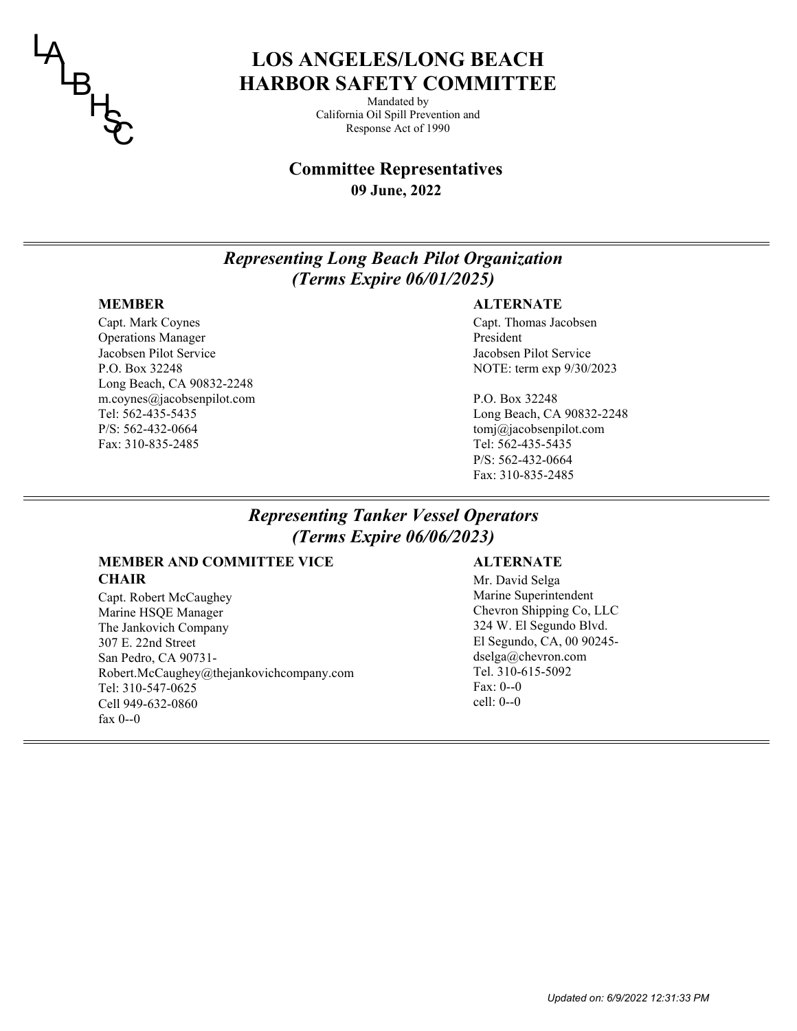LA LB HSC

# LOS ANGELES/LONG BEACH HARBOR SAFETY COMMITTEE

Mandated by
California Oil Spill Prevention and Response Act of 1990

## Committee Representatives

**09 June, 2022**

---

### *Representing Long Beach Pilot Organization (Terms Expire 06/01/2025)*

**MEMBER**

Capt. Mark Coynes
Operations Manager
Jacobsen Pilot Service
P.O. Box 32248
Long Beach, CA 90832-2248
m.coynes@jacobsenpilot.com
Tel: 562-435-5435
P/S: 562-432-0664
Fax: 310-835-2485

**ALTERNATE**

Capt. Thomas Jacobsen
President
Jacobsen Pilot Service
NOTE: term exp 9/30/2023

P.O. Box 32248
Long Beach, CA 90832-2248
tomj@jacobsenpilot.com
Tel: 562-435-5435
P/S: 562-432-0664
Fax: 310-835-2485

---

### *Representing Tanker Vessel Operators (Terms Expire 06/06/2023)*

**MEMBER AND COMMITTEE VICE CHAIR**

Capt. Robert McCaughey
Marine HSQE Manager
The Jankovich Company
307 E. 22nd Street
San Pedro, CA 90731-
Robert.McCaughey@thejankovichcompany.com
Tel: 310-547-0625
Cell 949-632-0860
fax 0--0

**ALTERNATE**

Mr. David Selga
Marine Superintendent
Chevron Shipping Co, LLC
324 W. El Segundo Blvd.
El Segundo, CA, 00 90245-
dselga@chevron.com
Tel. 310-615-5092
Fax: 0--0
cell: 0--0

---

*Updated on: 6/9/2022 12:31:33 PM*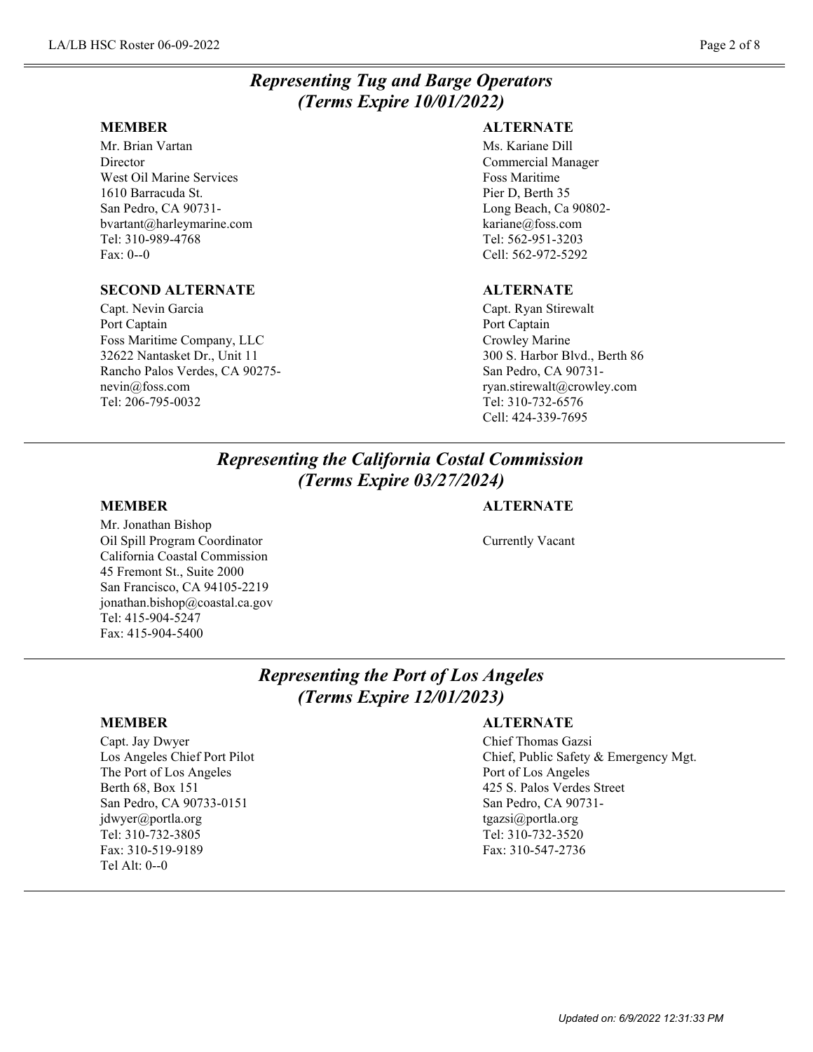## *Representing Tug and Barge Operators*
## *(Terms Expire 10/01/2022)*

**MEMBER**

Mr. Brian Vartan
Director
West Oil Marine Services
1610 Barracuda St.
San Pedro, CA 90731-
bvartant@harleymarine.com
Tel: 310-989-4768
Fax: 0--0

**ALTERNATE**

Ms. Kariane Dill
Commercial Manager
Foss Maritime
Pier D, Berth 35
Long Beach, Ca 90802-
kariane@foss.com
Tel: 562-951-3203
Cell: 562-972-5292

**SECOND ALTERNATE**

Capt. Nevin Garcia
Port Captain
Foss Maritime Company, LLC
32622 Nantasket Dr., Unit 11
Rancho Palos Verdes, CA 90275-
nevin@foss.com
Tel: 206-795-0032

**ALTERNATE**

Capt. Ryan Stirewalt
Port Captain
Crowley Marine
300 S. Harbor Blvd., Berth 86
San Pedro, CA 90731-
ryan.stirewalt@crowley.com
Tel: 310-732-6576
Cell: 424-339-7695

---

## *Representing the California Costal Commission*
## *(Terms Expire 03/27/2024)*

**MEMBER**

Mr. Jonathan Bishop
Oil Spill Program Coordinator
California Coastal Commission
45 Fremont St., Suite 2000
San Francisco, CA 94105-2219
jonathan.bishop@coastal.ca.gov
Tel: 415-904-5247
Fax: 415-904-5400

**ALTERNATE**

Currently Vacant

---

## *Representing the Port of Los Angeles*
## *(Terms Expire 12/01/2023)*

**MEMBER**

Capt. Jay Dwyer
Los Angeles Chief Port Pilot
The Port of Los Angeles
Berth 68, Box 151
San Pedro, CA 90733-0151
jdwyer@portla.org
Tel: 310-732-3805
Fax: 310-519-9189
Tel Alt: 0--0

**ALTERNATE**

Chief Thomas Gazsi
Chief, Public Safety & Emergency Mgt.
Port of Los Angeles
425 S. Palos Verdes Street
San Pedro, CA 90731-
tgazsi@portla.org
Tel: 310-732-3520
Fax: 310-547-2736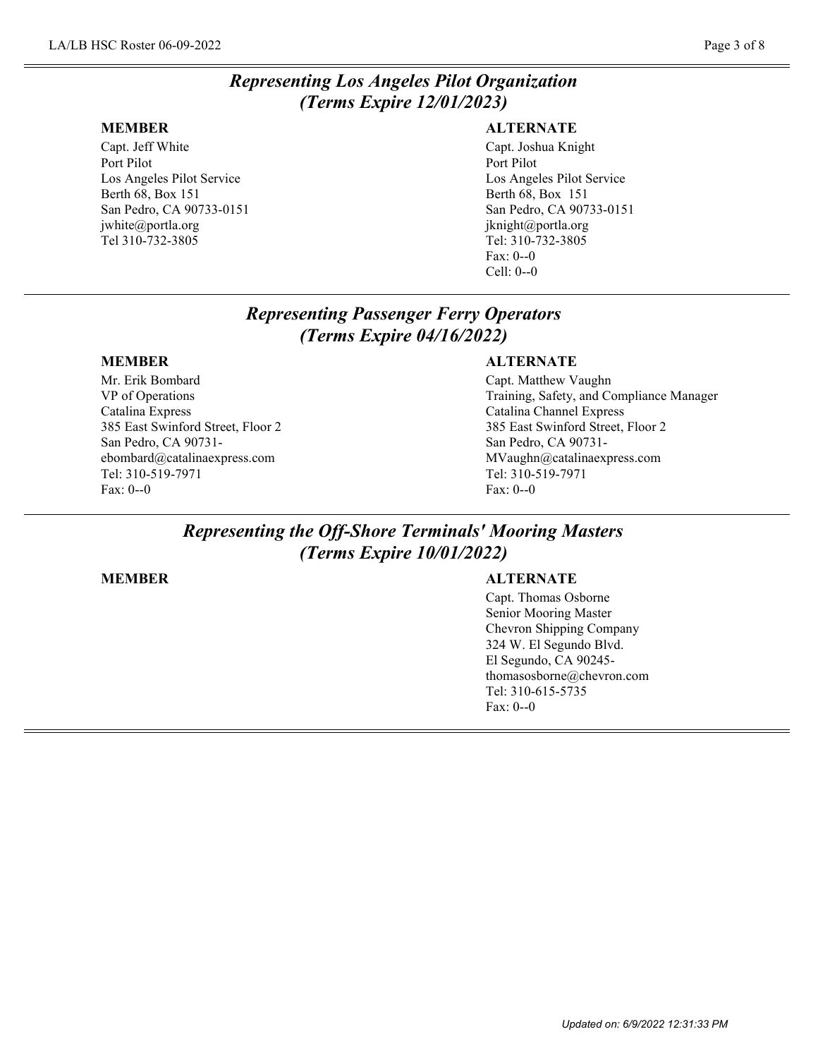## *Representing Los Angeles Pilot Organization (Terms Expire 12/01/2023)*

| **MEMBER** | **ALTERNATE** |
| --- | --- |
| Capt. Jeff White<br>Port Pilot<br>Los Angeles Pilot Service<br>Berth 68, Box 151<br>San Pedro, CA 90733-0151<br>jwhite@portla.org<br>Tel 310-732-3805 | Capt. Joshua Knight<br>Port Pilot<br>Los Angeles Pilot Service<br>Berth 68, Box 151<br>San Pedro, CA 90733-0151<br>jknight@portla.org<br>Tel: 310-732-3805<br>Fax: 0--0<br>Cell: 0--0 |

## *Representing Passenger Ferry Operators (Terms Expire 04/16/2022)*

| **MEMBER** | **ALTERNATE** |
| --- | --- |
| Mr. Erik Bombard<br>VP of Operations<br>Catalina Express<br>385 East Swinford Street, Floor 2<br>San Pedro, CA 90731-<br>ebombard@catalinaexpress.com<br>Tel: 310-519-7971<br>Fax: 0--0 | Capt. Matthew Vaughn<br>Training, Safety, and Compliance Manager<br>Catalina Channel Express<br>385 East Swinford Street, Floor 2<br>San Pedro, CA 90731-<br>MVaughn@catalinaexpress.com<br>Tel: 310-519-7971<br>Fax: 0--0 |

## *Representing the Off-Shore Terminals' Mooring Masters (Terms Expire 10/01/2022)*

| **MEMBER** | **ALTERNATE** |
| --- | --- |
| | Capt. Thomas Osborne<br>Senior Mooring Master<br>Chevron Shipping Company<br>324 W. El Segundo Blvd.<br>El Segundo, CA 90245-<br>thomasosborne@chevron.com<br>Tel: 310-615-5735<br>Fax: 0--0 |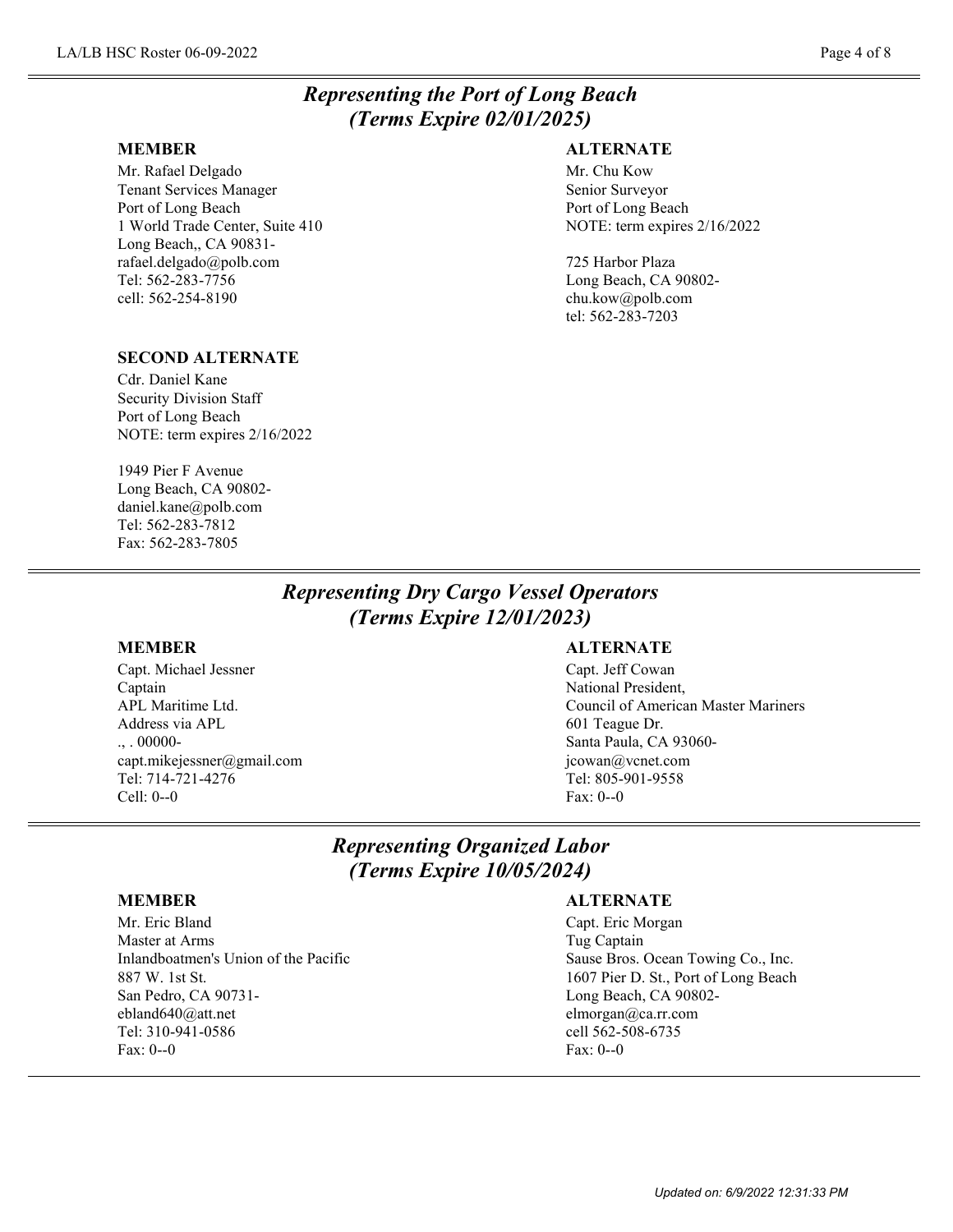## *Representing the Port of Long Beach*
## *(Terms Expire 02/01/2025)*

**MEMBER**

Mr. Rafael Delgado
Tenant Services Manager
Port of Long Beach
1 World Trade Center, Suite 410
Long Beach,, CA 90831-
rafael.delgado@polb.com
Tel: 562-283-7756
cell: 562-254-8190

**ALTERNATE**

Mr. Chu Kow
Senior Surveyor
Port of Long Beach
NOTE: term expires 2/16/2022

725 Harbor Plaza
Long Beach, CA 90802-
chu.kow@polb.com
tel: 562-283-7203

**SECOND ALTERNATE**

Cdr. Daniel Kane
Security Division Staff
Port of Long Beach
NOTE: term expires 2/16/2022

1949 Pier F Avenue
Long Beach, CA 90802-
daniel.kane@polb.com
Tel: 562-283-7812
Fax: 562-283-7805

## *Representing Dry Cargo Vessel Operators*
## *(Terms Expire 12/01/2023)*

**MEMBER**

Capt. Michael Jessner
Captain
APL Maritime Ltd.
Address via APL
., . 00000-
capt.mikejessner@gmail.com
Tel: 714-721-4276
Cell: 0--0

**ALTERNATE**

Capt. Jeff Cowan
National President,
Council of American Master Mariners
601 Teague Dr.
Santa Paula, CA 93060-
jcowan@vcnet.com
Tel: 805-901-9558
Fax: 0--0

## *Representing Organized Labor*
## *(Terms Expire 10/05/2024)*

**MEMBER**

Mr. Eric Bland
Master at Arms
Inlandboatmen's Union of the Pacific
887 W. 1st St.
San Pedro, CA 90731-
ebland640@att.net
Tel: 310-941-0586
Fax: 0--0

**ALTERNATE**

Capt. Eric Morgan
Tug Captain
Sause Bros. Ocean Towing Co., Inc.
1607 Pier D. St., Port of Long Beach
Long Beach, CA 90802-
elmorgan@ca.rr.com
cell 562-508-6735
Fax: 0--0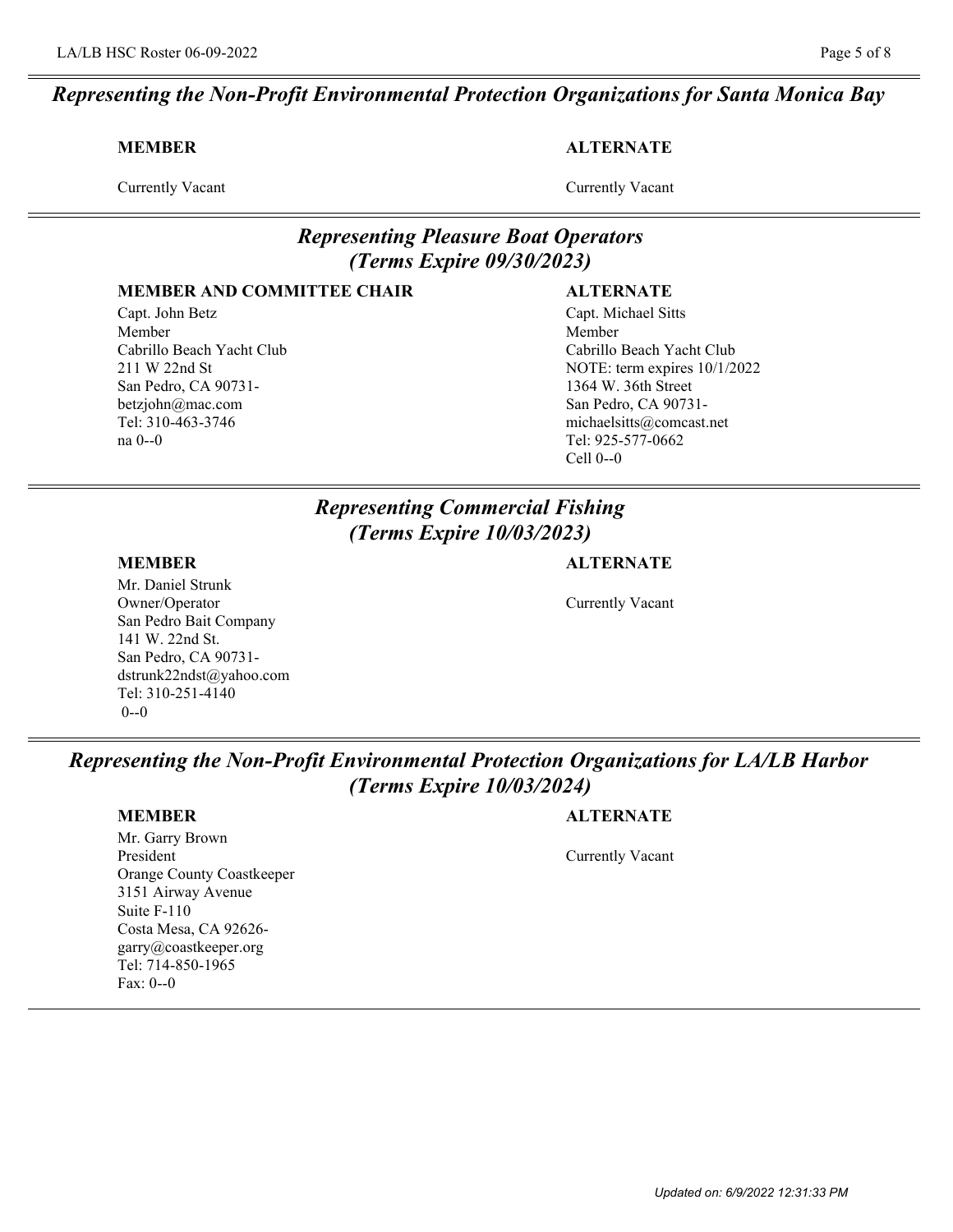## *Representing the Non-Profit Environmental Protection Organizations for Santa Monica Bay*

| **MEMBER** | **ALTERNATE** |
| --- | --- |
| Currently Vacant | Currently Vacant |

## *Representing Pleasure Boat Operators (Terms Expire 09/30/2023)*

| **MEMBER AND COMMITTEE CHAIR** | **ALTERNATE** |
| --- | --- |
| Capt. John Betz<br>Member<br>Cabrillo Beach Yacht Club<br>211 W 22nd St<br>San Pedro, CA 90731-<br>betzjohn@mac.com<br>Tel: 310-463-3746<br>na 0--0 | Capt. Michael Sitts<br>Member<br>Cabrillo Beach Yacht Club<br>NOTE: term expires 10/1/2022<br>1364 W. 36th Street<br>San Pedro, CA 90731-<br>michaelsitts@comcast.net<br>Tel: 925-577-0662<br>Cell 0--0 |

## *Representing Commercial Fishing (Terms Expire 10/03/2023)*

| **MEMBER** | **ALTERNATE** |
| --- | --- |
| Mr. Daniel Strunk<br>Owner/Operator<br>San Pedro Bait Company<br>141 W. 22nd St.<br>San Pedro, CA 90731-<br>dstrunk22ndst@yahoo.com<br>Tel: 310-251-4140<br>0--0 | Currently Vacant |

## *Representing the Non-Profit Environmental Protection Organizations for LA/LB Harbor (Terms Expire 10/03/2024)*

| **MEMBER** | **ALTERNATE** |
| --- | --- |
| Mr. Garry Brown<br>President<br>Orange County Coastkeeper<br>3151 Airway Avenue<br>Suite F-110<br>Costa Mesa, CA 92626-<br>garry@coastkeeper.org<br>Tel: 714-850-1965<br>Fax: 0--0 | Currently Vacant |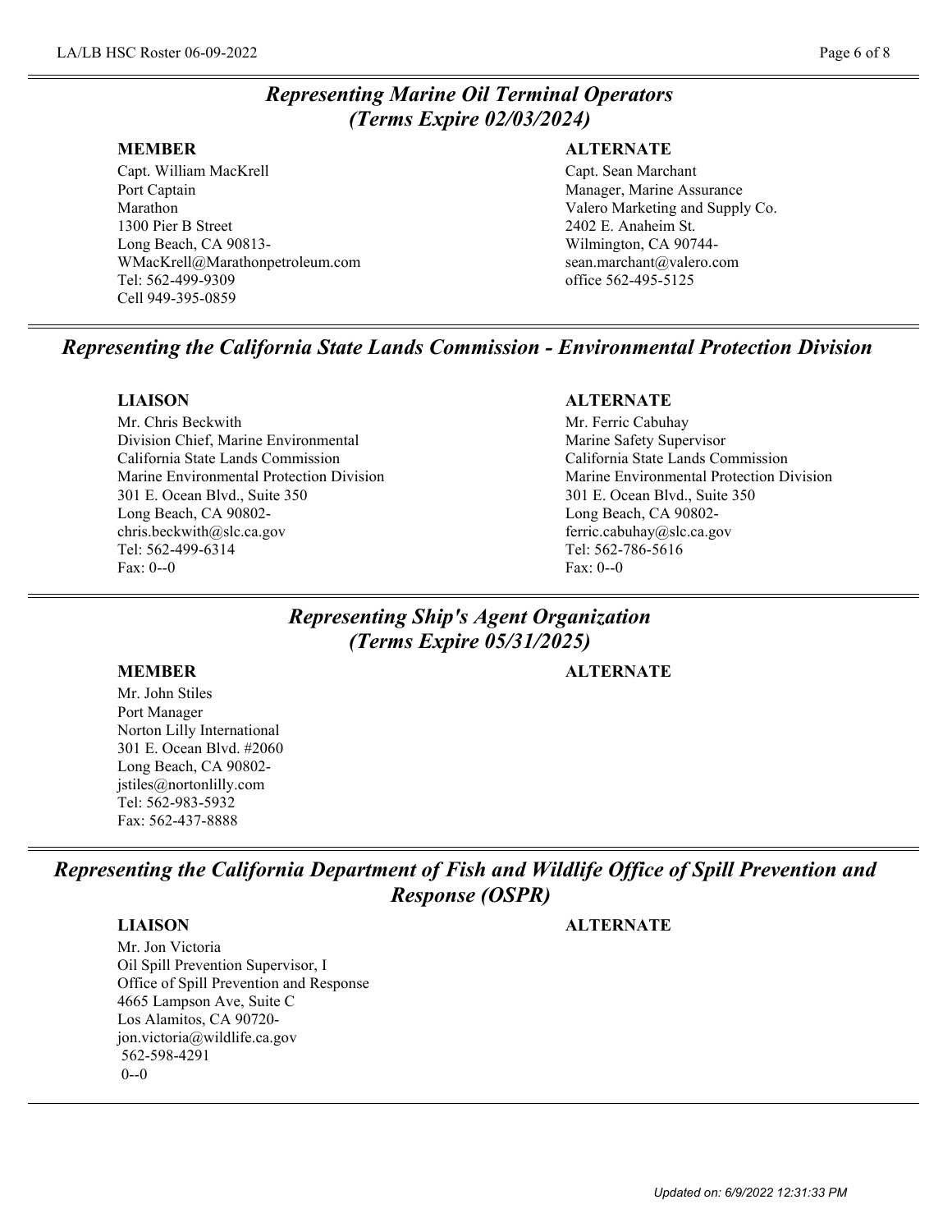## *Representing Marine Oil Terminal Operators (Terms Expire 02/03/2024)*

| MEMBER | ALTERNATE |
|---|---|
| Capt. William MacKrell | Capt. Sean Marchant |
| Port Captain | Manager, Marine Assurance |
| Marathon | Valero Marketing and Supply Co. |
| 1300 Pier B Street | 2402 E. Anaheim St. |
| Long Beach, CA 90813- | Wilmington, CA 90744- |
| WMacKrell@Marathonpetroleum.com | sean.marchant@valero.com |
| Tel: 562-499-9309 | office 562-495-5125 |
| Cell 949-395-0859 | |

## *Representing the California State Lands Commission - Environmental Protection Division*

| LIAISON | ALTERNATE |
|---|---|
| Mr. Chris Beckwith | Mr. Ferric Cabuhay |
| Division Chief, Marine Environmental | Marine Safety Supervisor |
| California State Lands Commission | California State Lands Commission |
| Marine Environmental Protection Division | Marine Environmental Protection Division |
| 301 E. Ocean Blvd., Suite 350 | 301 E. Ocean Blvd., Suite 350 |
| Long Beach, CA 90802- | Long Beach, CA 90802- |
| chris.beckwith@slc.ca.gov | ferric.cabuhay@slc.ca.gov |
| Tel: 562-499-6314 | Tel: 562-786-5616 |
| Fax: 0--0 | Fax: 0--0 |

## *Representing Ship's Agent Organization (Terms Expire 05/31/2025)*

| MEMBER | ALTERNATE |
|---|---|
| Mr. John Stiles | |
| Port Manager | |
| Norton Lilly International | |
| 301 E. Ocean Blvd. #2060 | |
| Long Beach, CA 90802- | |
| jstiles@nortonlilly.com | |
| Tel: 562-983-5932 | |
| Fax: 562-437-8888 | |

## *Representing the California Department of Fish and Wildlife Office of Spill Prevention and Response (OSPR)*

| LIAISON | ALTERNATE |
|---|---|
| Mr. Jon Victoria | |
| Oil Spill Prevention Supervisor, I | |
| Office of Spill Prevention and Response | |
| 4665 Lampson Ave, Suite C | |
| Los Alamitos, CA 90720- | |
| jon.victoria@wildlife.ca.gov | |
| 562-598-4291 | |
| 0--0 | |

*Updated on: 6/9/2022 12:31:33 PM*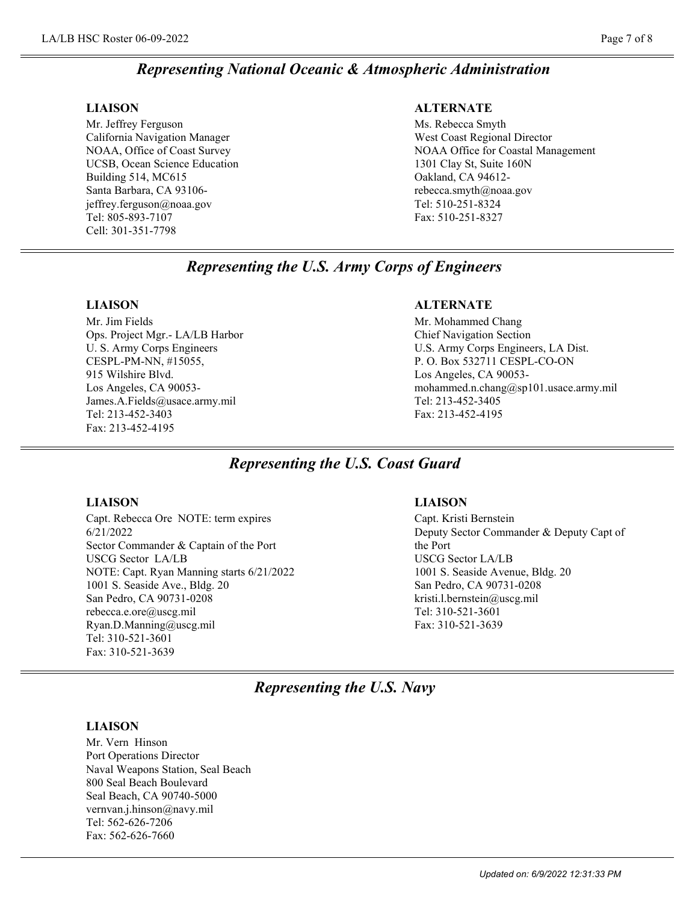## *Representing National Oceanic & Atmospheric Administration*

**LIAISON**

Mr. Jeffrey Ferguson
California Navigation Manager
NOAA, Office of Coast Survey
UCSB, Ocean Science Education
Building 514, MC615
Santa Barbara, CA 93106-
jeffrey.ferguson@noaa.gov
Tel: 805-893-7107
Cell: 301-351-7798

**ALTERNATE**

Ms. Rebecca Smyth
West Coast Regional Director
NOAA Office for Coastal Management
1301 Clay St, Suite 160N
Oakland, CA 94612-
rebecca.smyth@noaa.gov
Tel: 510-251-8324
Fax: 510-251-8327

## *Representing the U.S. Army Corps of Engineers*

**LIAISON**

Mr. Jim Fields
Ops. Project Mgr.- LA/LB Harbor
U. S. Army Corps Engineers
CESPL-PM-NN, #15055,
915 Wilshire Blvd.
Los Angeles, CA 90053-
James.A.Fields@usace.army.mil
Tel: 213-452-3403
Fax: 213-452-4195

**ALTERNATE**

Mr. Mohammed Chang
Chief Navigation Section
U.S. Army Corps Engineers, LA Dist.
P. O. Box 532711 CESPL-CO-ON
Los Angeles, CA 90053-
mohammed.n.chang@sp101.usace.army.mil
Tel: 213-452-3405
Fax: 213-452-4195

## *Representing the U.S. Coast Guard*

**LIAISON**

Capt. Rebecca Ore NOTE: term expires 6/21/2022
Sector Commander & Captain of the Port
USCG Sector LA/LB
NOTE: Capt. Ryan Manning starts 6/21/2022
1001 S. Seaside Ave., Bldg. 20
San Pedro, CA 90731-0208
rebecca.e.ore@uscg.mil
Ryan.D.Manning@uscg.mil
Tel: 310-521-3601
Fax: 310-521-3639

**LIAISON**

Capt. Kristi Bernstein
Deputy Sector Commander & Deputy Capt of the Port
USCG Sector LA/LB
1001 S. Seaside Avenue, Bldg. 20
San Pedro, CA 90731-0208
kristi.l.bernstein@uscg.mil
Tel: 310-521-3601
Fax: 310-521-3639

## *Representing the U.S. Navy*

**LIAISON**

Mr. Vern Hinson
Port Operations Director
Naval Weapons Station, Seal Beach
800 Seal Beach Boulevard
Seal Beach, CA 90740-5000
vernvan.j.hinson@navy.mil
Tel: 562-626-7206
Fax: 562-626-7660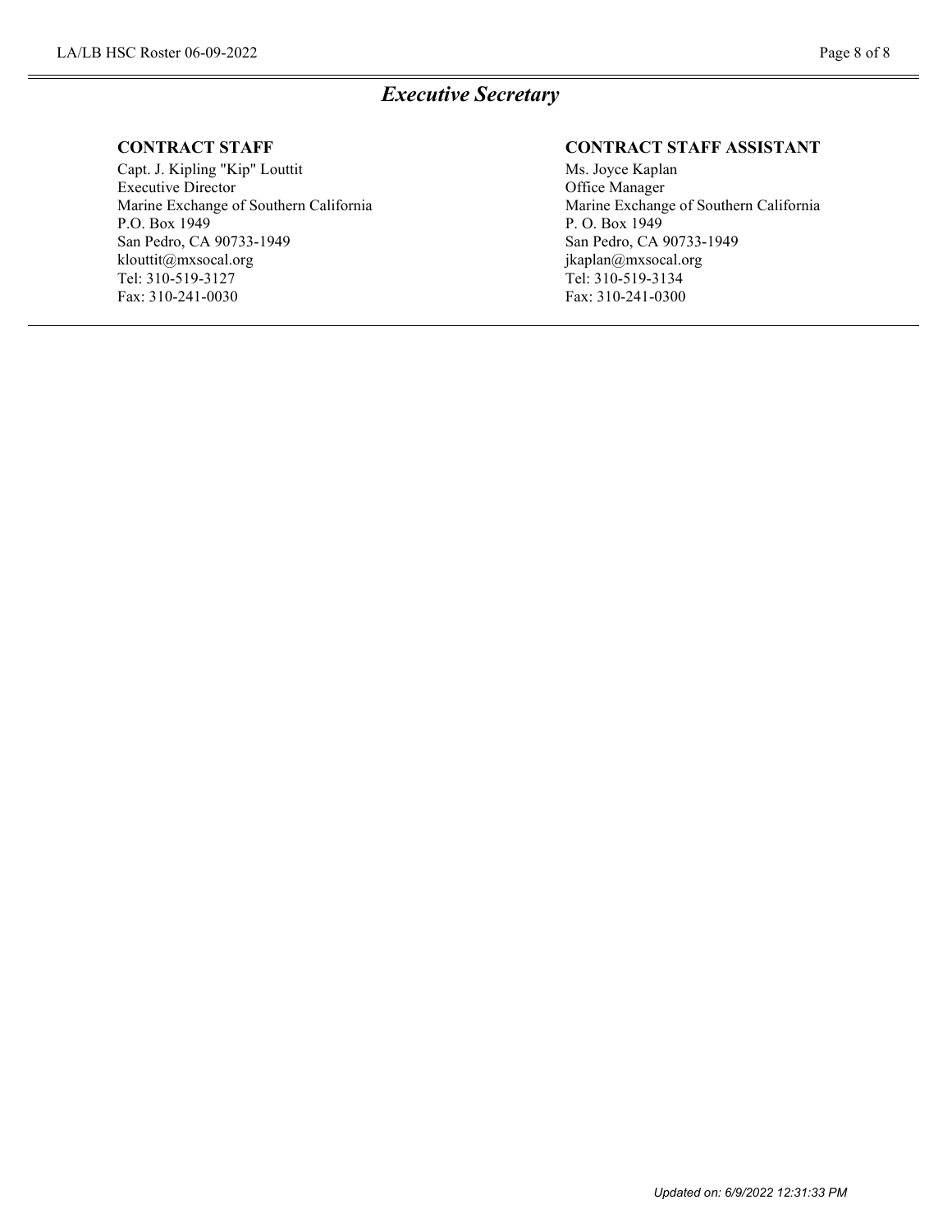## *Executive Secretary*

**CONTRACT STAFF**

Capt. J. Kipling "Kip" Louttit
Executive Director
Marine Exchange of Southern California
P.O. Box 1949
San Pedro, CA 90733-1949
klouttit@mxsocal.org
Tel: 310-519-3127
Fax: 310-241-0030

**CONTRACT STAFF ASSISTANT**

Ms. Joyce Kaplan
Office Manager
Marine Exchange of Southern California
P. O. Box 1949
San Pedro, CA 90733-1949
jkaplan@mxsocal.org
Tel: 310-519-3134
Fax: 310-241-0300

*Updated on: 6/9/2022 12:31:33 PM*